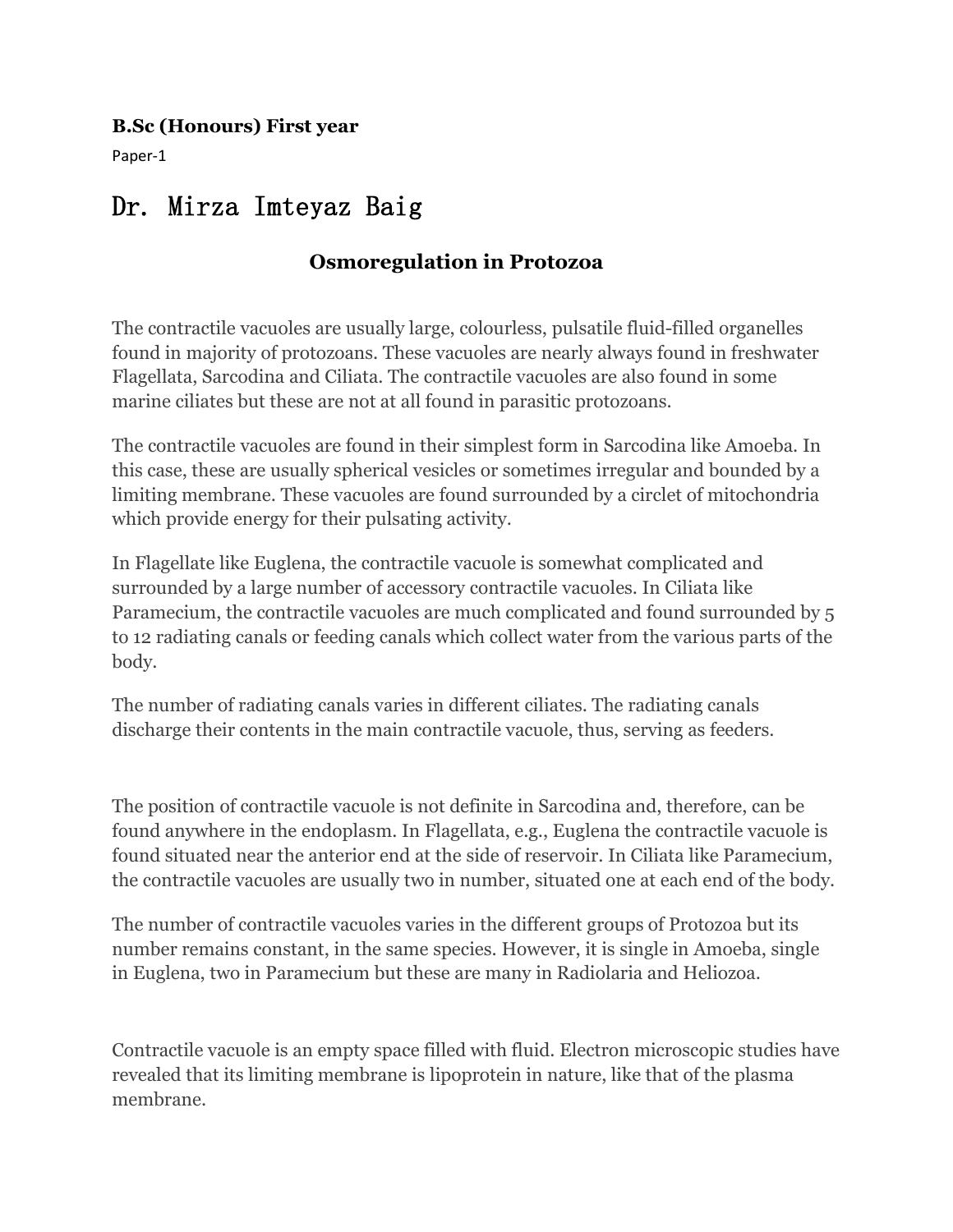**B.Sc (Honours) First year**

Paper-1

# Dr. Mirza Imteyaz Baig

## Osmoregulation in Protozoa

The contractile vacuoles are usually large, colourless, pulsatile fluid-filled organelles found in majority of protozoans. These vacuoles are nearly always found in freshwater Flagellata, Sarcodina and Ciliata. The contractile vacuoles are also found in some marine ciliates but these are not at all found in parasitic protozoans.

The contractile vacuoles are found in their simplest form in Sarcodina like Amoeba. In this case, these are usually spherical vesicles or sometimes irregular and bounded by a limiting membrane. These vacuoles are found surrounded by a circlet of mitochondria which provide energy for their pulsating activity.

In Flagellate like Euglena, the contractile vacuole is somewhat complicated and surrounded by a large number of accessory contractile vacuoles. In Ciliata like Paramecium, the contractile vacuoles are much complicated and found surrounded by 5 to 12 radiating canals or feeding canals which collect water from the various parts of the body.

The number of radiating canals varies in different ciliates. The radiating canals discharge their contents in the main contractile vacuole, thus, serving as feeders.

The position of contractile vacuole is not definite in Sarcodina and, therefore, can be found anywhere in the endoplasm. In Flagellata, e.g., Euglena the contractile vacuole is found situated near the anterior end at the side of reservoir. In Ciliata like Paramecium, the contractile vacuoles are usually two in number, situated one at each end of the body.

The number of contractile vacuoles varies in the different groups of Protozoa but its number remains constant, in the same species. However, it is single in Amoeba, single in Euglena, two in Paramecium but these are many in Radiolaria and Heliozoa.

Contractile vacuole is an empty space filled with fluid. Electron microscopic studies have revealed that its limiting membrane is lipoprotein in nature, like that of the plasma membrane.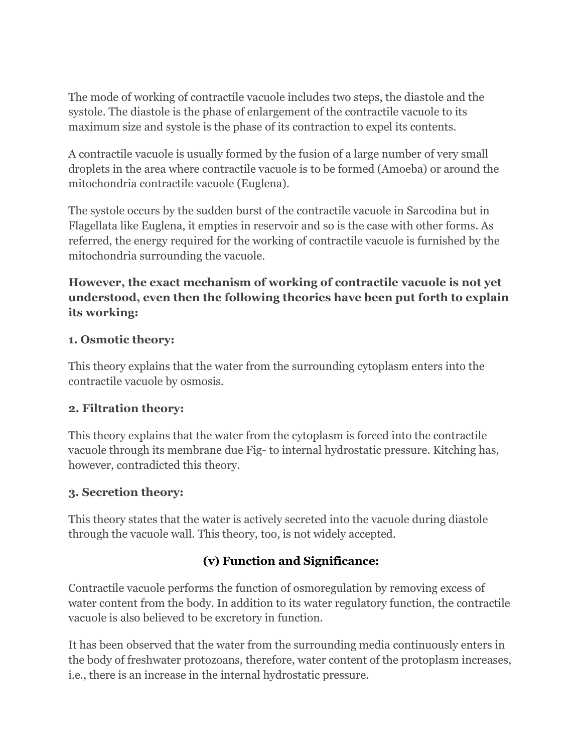The mode of working of contractile vacuole includes two steps, the diastole and the systole. The diastole is the phase of enlargement of the contractile vacuole to its maximum size and systole is the phase of its contraction to expel its contents.

A contractile vacuole is usually formed by the fusion of a large number of very small droplets in the area where contractile vacuole is to be formed (Amoeba) or around the mitochondria contractile vacuole (Euglena).

The systole occurs by the sudden burst of the contractile vacuole in Sarcodina but in Flagellata like Euglena, it empties in reservoir and so is the case with other forms. As referred, the energy required for the working of contractile vacuole is furnished by the mitochondria surrounding the vacuole.

**However, the exact mechanism of working of contractile vacuole is not yet understood, even then the following theories have been put forth to explain its working:**

**1. Osmotic theory:**

This theory explains that the water from the surrounding cytoplasm enters into the contractile vacuole by osmosis.

**2. Filtration theory:**

This theory explains that the water from the cytoplasm is forced into the contractile vacuole through its membrane due Fig- to internal hydrostatic pressure. Kitching has, however, contradicted this theory.

**3. Secretion theory:**

This theory states that the water is actively secreted into the vacuole during diastole through the vacuole wall. This theory, too, is not widely accepted.

## (v) Function and Significance:

Contractile vacuole performs the function of osmoregulation by removing excess of water content from the body. In addition to its water regulatory function, the contractile vacuole is also believed to be excretory in function.

It has been observed that the water from the surrounding media continuously enters in the body of freshwater protozoans, therefore, water content of the protoplasm increases, i.e., there is an increase in the internal hydrostatic pressure.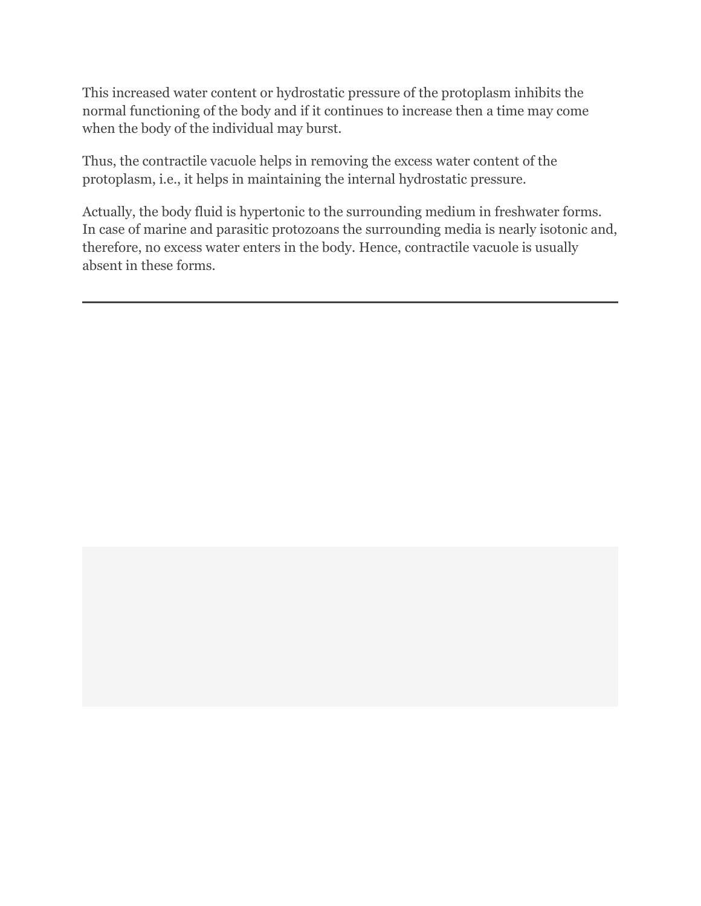This increased water content or hydrostatic pressure of the protoplasm inhibits the normal functioning of the body and if it continues to increase then a time may come when the body of the individual may burst.

Thus, the contractile vacuole helps in removing the excess water content of the protoplasm, i.e., it helps in maintaining the internal hydrostatic pressure.

Actually, the body fluid is hypertonic to the surrounding medium in freshwater forms. In case of marine and parasitic protozoans the surrounding media is nearly isotonic and, therefore, no excess water enters in the body. Hence, contractile vacuole is usually absent in these forms.

---